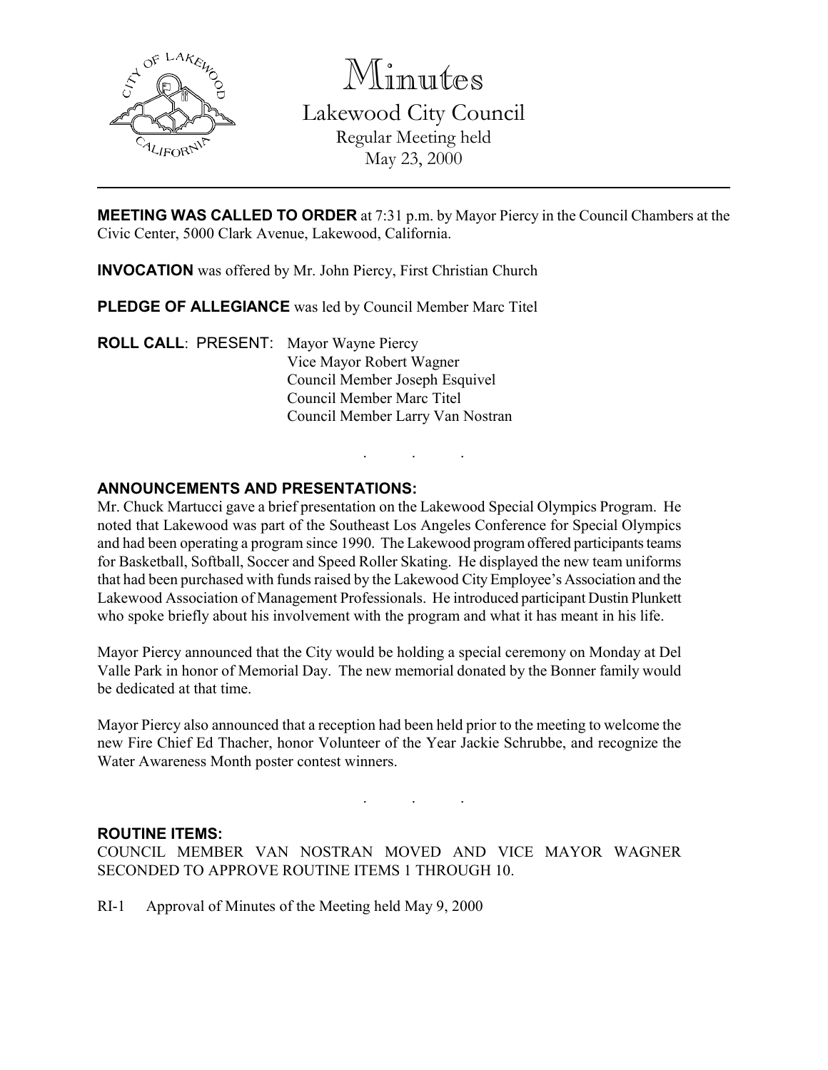# Minutes

## Lakewood City Council

Regular Meeting held
May 23, 2000

---

**MEETING WAS CALLED TO ORDER** at 7:31 p.m. by Mayor Piercy in the Council Chambers at the Civic Center, 5000 Clark Avenue, Lakewood, California.

**INVOCATION** was offered by Mr. John Piercy, First Christian Church

**PLEDGE OF ALLEGIANCE** was led by Council Member Marc Titel

**ROLL CALL**: PRESENT:
- Mayor Wayne Piercy
- Vice Mayor Robert Wagner
- Council Member Joseph Esquivel
- Council Member Marc Titel
- Council Member Larry Van Nostran

. . .

### ANNOUNCEMENTS AND PRESENTATIONS:

Mr. Chuck Martucci gave a brief presentation on the Lakewood Special Olympics Program. He noted that Lakewood was part of the Southeast Los Angeles Conference for Special Olympics and had been operating a program since 1990. The Lakewood program offered participants teams for Basketball, Softball, Soccer and Speed Roller Skating. He displayed the new team uniforms that had been purchased with funds raised by the Lakewood City Employee's Association and the Lakewood Association of Management Professionals. He introduced participant Dustin Plunkett who spoke briefly about his involvement with the program and what it has meant in his life.

Mayor Piercy announced that the City would be holding a special ceremony on Monday at Del Valle Park in honor of Memorial Day. The new memorial donated by the Bonner family would be dedicated at that time.

Mayor Piercy also announced that a reception had been held prior to the meeting to welcome the new Fire Chief Ed Thacher, honor Volunteer of the Year Jackie Schrubbe, and recognize the Water Awareness Month poster contest winners.

. . .

### ROUTINE ITEMS:

COUNCIL MEMBER VAN NOSTRAN MOVED AND VICE MAYOR WAGNER SECONDED TO APPROVE ROUTINE ITEMS 1 THROUGH 10.

RI-1 Approval of Minutes of the Meeting held May 9, 2000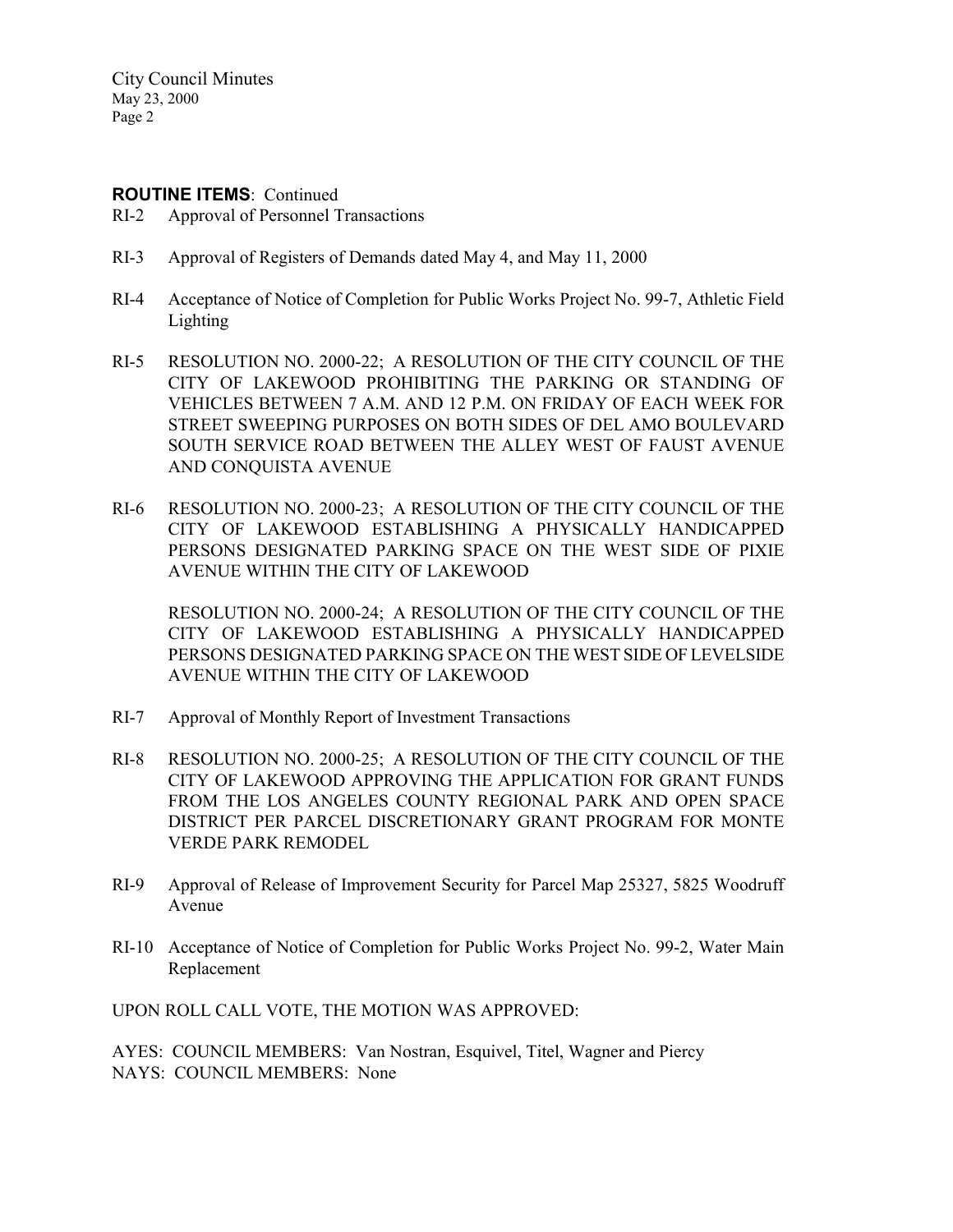**ROUTINE ITEMS**: Continued

RI-2 Approval of Personnel Transactions

RI-3 Approval of Registers of Demands dated May 4, and May 11, 2000

RI-4 Acceptance of Notice of Completion for Public Works Project No. 99-7, Athletic Field Lighting

RI-5 RESOLUTION NO. 2000-22; A RESOLUTION OF THE CITY COUNCIL OF THE CITY OF LAKEWOOD PROHIBITING THE PARKING OR STANDING OF VEHICLES BETWEEN 7 A.M. AND 12 P.M. ON FRIDAY OF EACH WEEK FOR STREET SWEEPING PURPOSES ON BOTH SIDES OF DEL AMO BOULEVARD SOUTH SERVICE ROAD BETWEEN THE ALLEY WEST OF FAUST AVENUE AND CONQUISTA AVENUE

RI-6 RESOLUTION NO. 2000-23; A RESOLUTION OF THE CITY COUNCIL OF THE CITY OF LAKEWOOD ESTABLISHING A PHYSICALLY HANDICAPPED PERSONS DESIGNATED PARKING SPACE ON THE WEST SIDE OF PIXIE AVENUE WITHIN THE CITY OF LAKEWOOD

RESOLUTION NO. 2000-24; A RESOLUTION OF THE CITY COUNCIL OF THE CITY OF LAKEWOOD ESTABLISHING A PHYSICALLY HANDICAPPED PERSONS DESIGNATED PARKING SPACE ON THE WEST SIDE OF LEVELSIDE AVENUE WITHIN THE CITY OF LAKEWOOD

RI-7 Approval of Monthly Report of Investment Transactions

RI-8 RESOLUTION NO. 2000-25; A RESOLUTION OF THE CITY COUNCIL OF THE CITY OF LAKEWOOD APPROVING THE APPLICATION FOR GRANT FUNDS FROM THE LOS ANGELES COUNTY REGIONAL PARK AND OPEN SPACE DISTRICT PER PARCEL DISCRETIONARY GRANT PROGRAM FOR MONTE VERDE PARK REMODEL

RI-9 Approval of Release of Improvement Security for Parcel Map 25327, 5825 Woodruff Avenue

RI-10 Acceptance of Notice of Completion for Public Works Project No. 99-2, Water Main Replacement

UPON ROLL CALL VOTE, THE MOTION WAS APPROVED:

AYES: COUNCIL MEMBERS: Van Nostran, Esquivel, Titel, Wagner and Piercy
NAYS: COUNCIL MEMBERS: None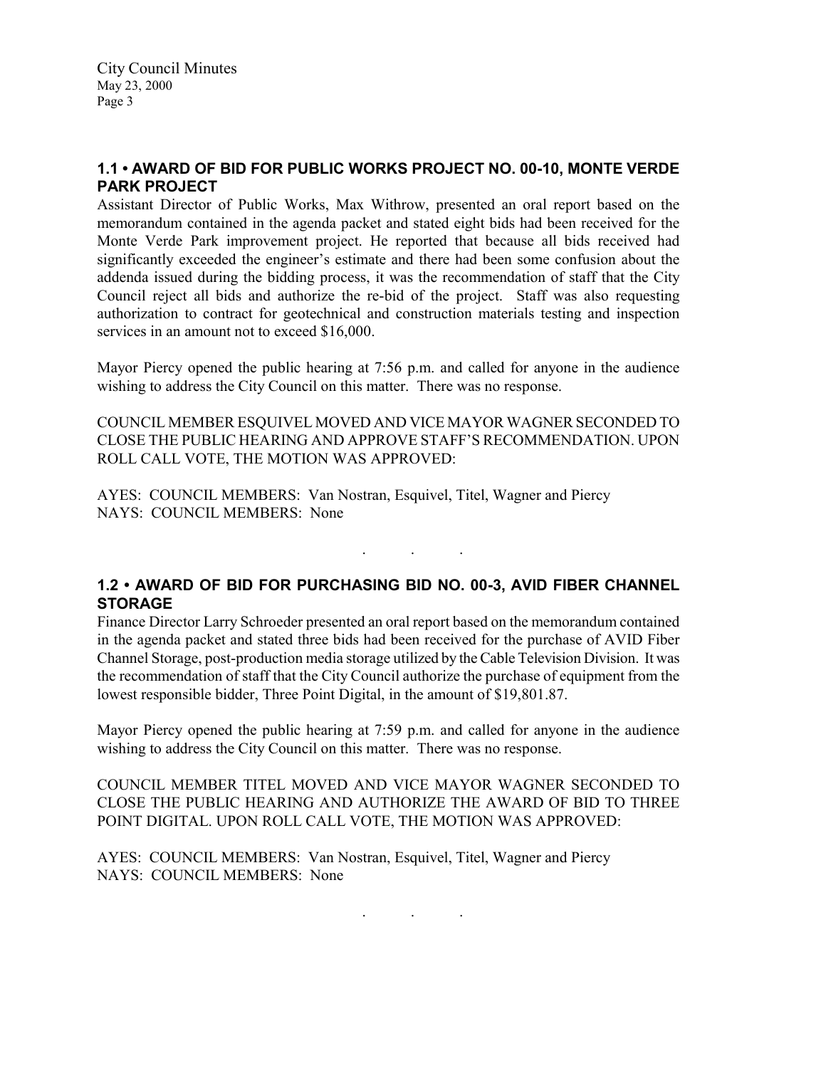## 1.1 • AWARD OF BID FOR PUBLIC WORKS PROJECT NO. 00-10, MONTE VERDE PARK PROJECT

Assistant Director of Public Works, Max Withrow, presented an oral report based on the memorandum contained in the agenda packet and stated eight bids had been received for the Monte Verde Park improvement project. He reported that because all bids received had significantly exceeded the engineer's estimate and there had been some confusion about the addenda issued during the bidding process, it was the recommendation of staff that the City Council reject all bids and authorize the re-bid of the project. Staff was also requesting authorization to contract for geotechnical and construction materials testing and inspection services in an amount not to exceed $16,000.

Mayor Piercy opened the public hearing at 7:56 p.m. and called for anyone in the audience wishing to address the City Council on this matter. There was no response.

COUNCIL MEMBER ESQUIVEL MOVED AND VICE MAYOR WAGNER SECONDED TO CLOSE THE PUBLIC HEARING AND APPROVE STAFF'S RECOMMENDATION. UPON ROLL CALL VOTE, THE MOTION WAS APPROVED:

AYES: COUNCIL MEMBERS: Van Nostran, Esquivel, Titel, Wagner and Piercy
NAYS: COUNCIL MEMBERS: None

. . .

## 1.2 • AWARD OF BID FOR PURCHASING BID NO. 00-3, AVID FIBER CHANNEL STORAGE

Finance Director Larry Schroeder presented an oral report based on the memorandum contained in the agenda packet and stated three bids had been received for the purchase of AVID Fiber Channel Storage, post-production media storage utilized by the Cable Television Division. It was the recommendation of staff that the City Council authorize the purchase of equipment from the lowest responsible bidder, Three Point Digital, in the amount of $19,801.87.

Mayor Piercy opened the public hearing at 7:59 p.m. and called for anyone in the audience wishing to address the City Council on this matter. There was no response.

COUNCIL MEMBER TITEL MOVED AND VICE MAYOR WAGNER SECONDED TO CLOSE THE PUBLIC HEARING AND AUTHORIZE THE AWARD OF BID TO THREE POINT DIGITAL. UPON ROLL CALL VOTE, THE MOTION WAS APPROVED:

AYES: COUNCIL MEMBERS: Van Nostran, Esquivel, Titel, Wagner and Piercy
NAYS: COUNCIL MEMBERS: None

. . .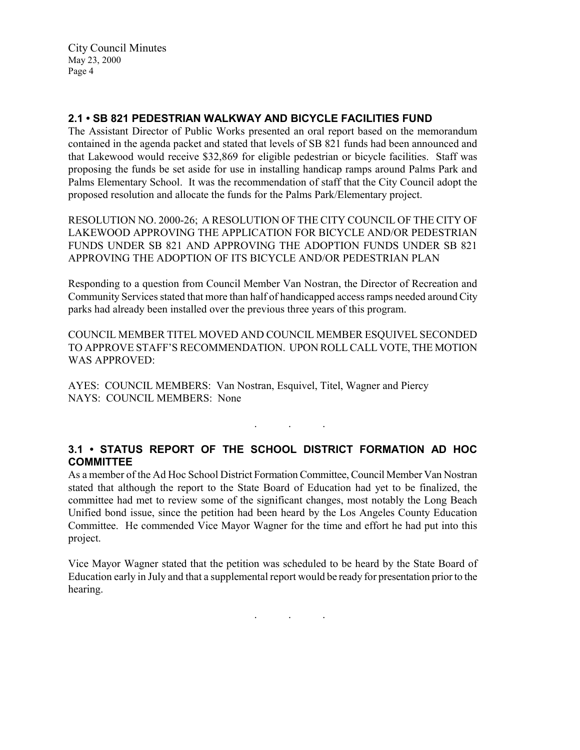## 2.1 • SB 821 PEDESTRIAN WALKWAY AND BICYCLE FACILITIES FUND

The Assistant Director of Public Works presented an oral report based on the memorandum contained in the agenda packet and stated that levels of SB 821 funds had been announced and that Lakewood would receive $32,869 for eligible pedestrian or bicycle facilities. Staff was proposing the funds be set aside for use in installing handicap ramps around Palms Park and Palms Elementary School. It was the recommendation of staff that the City Council adopt the proposed resolution and allocate the funds for the Palms Park/Elementary project.

RESOLUTION NO. 2000-26; A RESOLUTION OF THE CITY COUNCIL OF THE CITY OF LAKEWOOD APPROVING THE APPLICATION FOR BICYCLE AND/OR PEDESTRIAN FUNDS UNDER SB 821 AND APPROVING THE ADOPTION FUNDS UNDER SB 821 APPROVING THE ADOPTION OF ITS BICYCLE AND/OR PEDESTRIAN PLAN

Responding to a question from Council Member Van Nostran, the Director of Recreation and Community Services stated that more than half of handicapped access ramps needed around City parks had already been installed over the previous three years of this program.

COUNCIL MEMBER TITEL MOVED AND COUNCIL MEMBER ESQUIVEL SECONDED TO APPROVE STAFF'S RECOMMENDATION. UPON ROLL CALL VOTE, THE MOTION WAS APPROVED:

AYES: COUNCIL MEMBERS: Van Nostran, Esquivel, Titel, Wagner and Piercy
NAYS: COUNCIL MEMBERS: None

. . .

## 3.1 • STATUS REPORT OF THE SCHOOL DISTRICT FORMATION AD HOC COMMITTEE

As a member of the Ad Hoc School District Formation Committee, Council Member Van Nostran stated that although the report to the State Board of Education had yet to be finalized, the committee had met to review some of the significant changes, most notably the Long Beach Unified bond issue, since the petition had been heard by the Los Angeles County Education Committee. He commended Vice Mayor Wagner for the time and effort he had put into this project.

Vice Mayor Wagner stated that the petition was scheduled to be heard by the State Board of Education early in July and that a supplemental report would be ready for presentation prior to the hearing.

. . .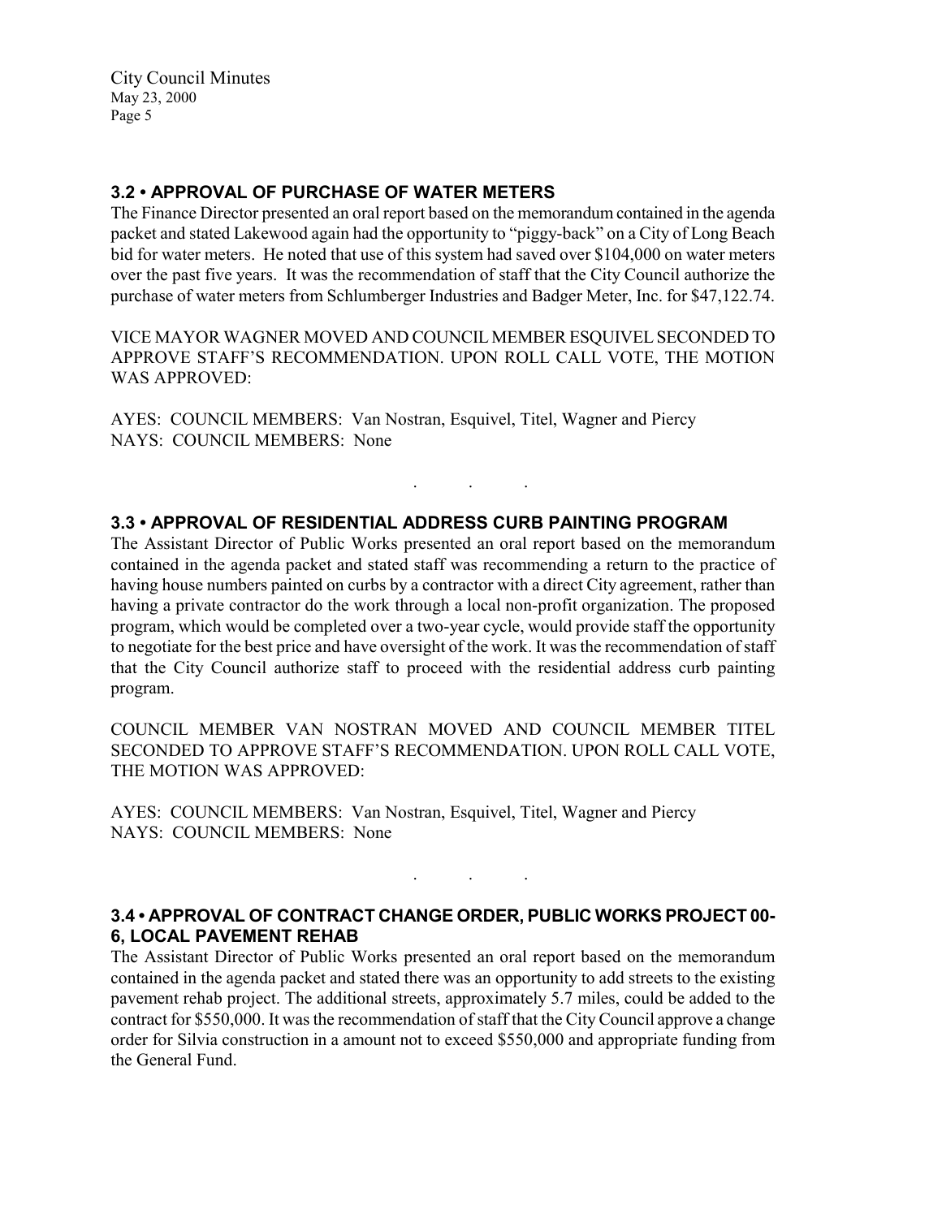### 3.2 • APPROVAL OF PURCHASE OF WATER METERS

The Finance Director presented an oral report based on the memorandum contained in the agenda packet and stated Lakewood again had the opportunity to "piggy-back" on a City of Long Beach bid for water meters. He noted that use of this system had saved over $104,000 on water meters over the past five years. It was the recommendation of staff that the City Council authorize the purchase of water meters from Schlumberger Industries and Badger Meter, Inc. for $47,122.74.

VICE MAYOR WAGNER MOVED AND COUNCIL MEMBER ESQUIVEL SECONDED TO APPROVE STAFF'S RECOMMENDATION. UPON ROLL CALL VOTE, THE MOTION WAS APPROVED:

AYES: COUNCIL MEMBERS: Van Nostran, Esquivel, Titel, Wagner and Piercy
NAYS: COUNCIL MEMBERS: None

. . .

### 3.3 • APPROVAL OF RESIDENTIAL ADDRESS CURB PAINTING PROGRAM

The Assistant Director of Public Works presented an oral report based on the memorandum contained in the agenda packet and stated staff was recommending a return to the practice of having house numbers painted on curbs by a contractor with a direct City agreement, rather than having a private contractor do the work through a local non-profit organization. The proposed program, which would be completed over a two-year cycle, would provide staff the opportunity to negotiate for the best price and have oversight of the work. It was the recommendation of staff that the City Council authorize staff to proceed with the residential address curb painting program.

COUNCIL MEMBER VAN NOSTRAN MOVED AND COUNCIL MEMBER TITEL SECONDED TO APPROVE STAFF'S RECOMMENDATION. UPON ROLL CALL VOTE, THE MOTION WAS APPROVED:

AYES: COUNCIL MEMBERS: Van Nostran, Esquivel, Titel, Wagner and Piercy
NAYS: COUNCIL MEMBERS: None

. . .

### 3.4 • APPROVAL OF CONTRACT CHANGE ORDER, PUBLIC WORKS PROJECT 00-6, LOCAL PAVEMENT REHAB

The Assistant Director of Public Works presented an oral report based on the memorandum contained in the agenda packet and stated there was an opportunity to add streets to the existing pavement rehab project. The additional streets, approximately 5.7 miles, could be added to the contract for $550,000. It was the recommendation of staff that the City Council approve a change order for Silvia construction in a amount not to exceed $550,000 and appropriate funding from the General Fund.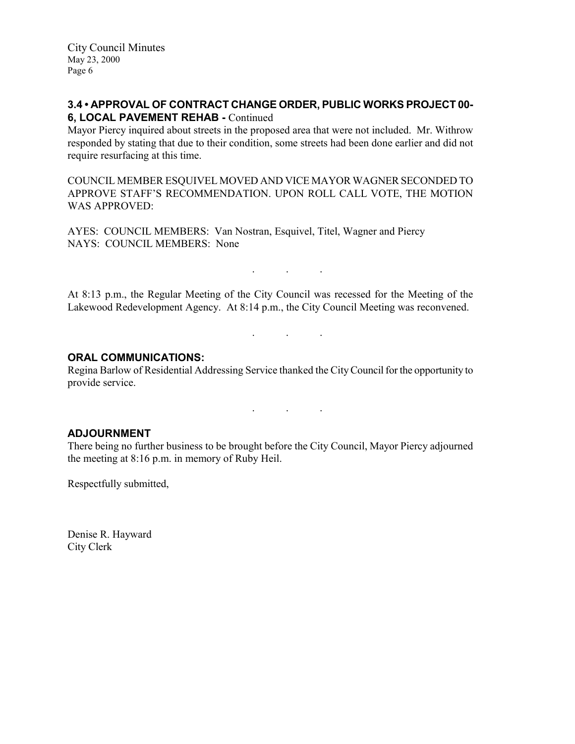### 3.4 • APPROVAL OF CONTRACT CHANGE ORDER, PUBLIC WORKS PROJECT 00-6, LOCAL PAVEMENT REHAB - Continued

Mayor Piercy inquired about streets in the proposed area that were not included. Mr. Withrow responded by stating that due to their condition, some streets had been done earlier and did not require resurfacing at this time.

COUNCIL MEMBER ESQUIVEL MOVED AND VICE MAYOR WAGNER SECONDED TO APPROVE STAFF'S RECOMMENDATION. UPON ROLL CALL VOTE, THE MOTION WAS APPROVED:

AYES: COUNCIL MEMBERS: Van Nostran, Esquivel, Titel, Wagner and Piercy
NAYS: COUNCIL MEMBERS: None

. . .

At 8:13 p.m., the Regular Meeting of the City Council was recessed for the Meeting of the Lakewood Redevelopment Agency. At 8:14 p.m., the City Council Meeting was reconvened.

. . .

### ORAL COMMUNICATIONS:

Regina Barlow of Residential Addressing Service thanked the City Council for the opportunity to provide service.

. . .

### ADJOURNMENT

There being no further business to be brought before the City Council, Mayor Piercy adjourned the meeting at 8:16 p.m. in memory of Ruby Heil.

Respectfully submitted,

Denise R. Hayward
City Clerk